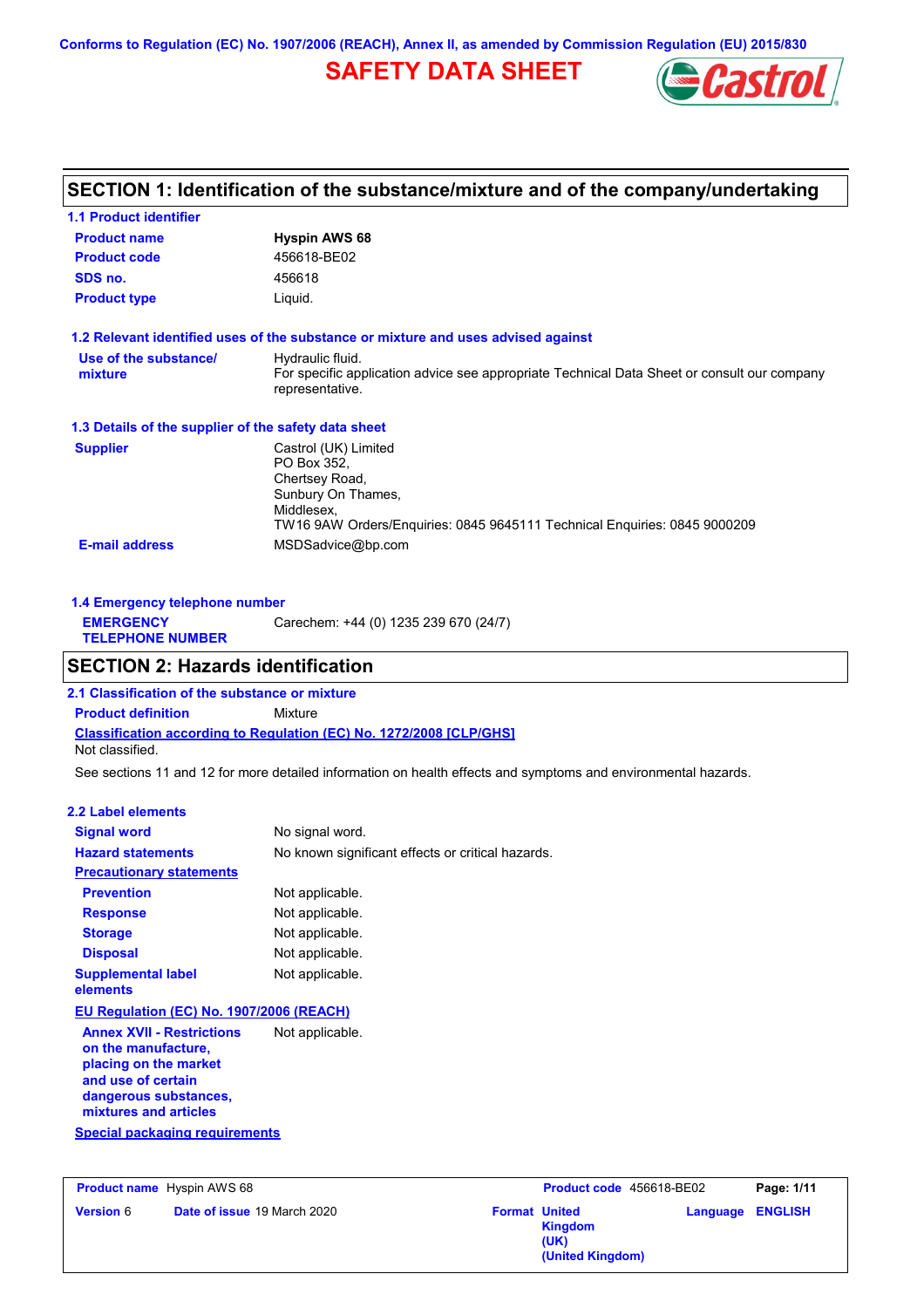Conforms to Regulation (EC) No. 1907/2006 (REACH), Annex II, as amended by Commission Regulation (EU) 2015/830

# SAFETY DATA SHEET

## SECTION 1: Identification of the substance/mixture and of the company/undertaking

### 1.1 Product identifier

| | |
|---|---|
| **Product name** | **Hyspin AWS 68** |
| **Product code** | 456618-BE02 |
| **SDS no.** | 456618 |
| **Product type** | Liquid. |

### 1.2 Relevant identified uses of the substance or mixture and uses advised against

| | |
|---|---|
| **Use of the substance/ mixture** | Hydraulic fluid. For specific application advice see appropriate Technical Data Sheet or consult our company representative. |

### 1.3 Details of the supplier of the safety data sheet

| | |
|---|---|
| **Supplier** | Castrol (UK) Limited PO Box 352, Chertsey Road, Sunbury On Thames, Middlesex, TW16 9AW Orders/Enquiries: 0845 9645111 Technical Enquiries: 0845 9000209 |
| **E-mail address** | MSDSadvice@bp.com |

### 1.4 Emergency telephone number

| | |
|---|---|
| **EMERGENCY TELEPHONE NUMBER** | Carechem: +44 (0) 1235 239 670 (24/7) |

## SECTION 2: Hazards identification

### 2.1 Classification of the substance or mixture

**Product definition** Mixture

**Classification according to Regulation (EC) No. 1272/2008 [CLP/GHS]**

Not classified.

See sections 11 and 12 for more detailed information on health effects and symptoms and environmental hazards.

### 2.2 Label elements

| | |
|---|---|
| **Signal word** | No signal word. |
| **Hazard statements** | No known significant effects or critical hazards. |

**Precautionary statements**

| | |
|---|---|
| **Prevention** | Not applicable. |
| **Response** | Not applicable. |
| **Storage** | Not applicable. |
| **Disposal** | Not applicable. |
| **Supplemental label elements** | Not applicable. |

**EU Regulation (EC) No. 1907/2006 (REACH)**

| | |
|---|---|
| **Annex XVII - Restrictions on the manufacture, placing on the market and use of certain dangerous substances, mixtures and articles** | Not applicable. |

**Special packaging requirements**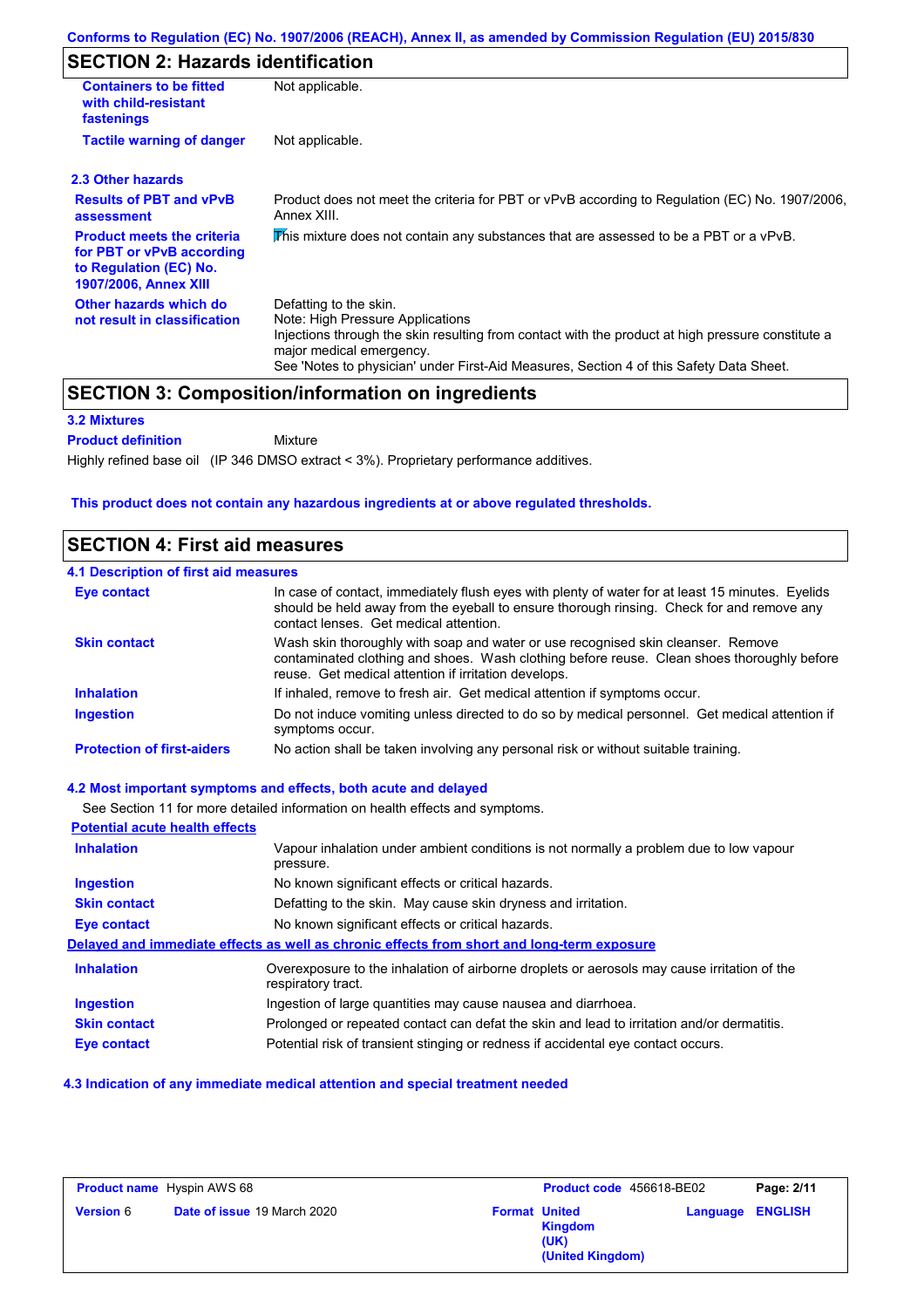## SECTION 2: Hazards identification

| | |
|---|---|
| **Containers to be fitted with child-resistant fastenings** | Not applicable. |
| **Tactile warning of danger** | Not applicable. |

### 2.3 Other hazards

| | |
|---|---|
| **Results of PBT and vPvB assessment** | Product does not meet the criteria for PBT or vPvB according to Regulation (EC) No. 1907/2006, Annex XIII. |
| **Product meets the criteria for PBT or vPvB according to Regulation (EC) No. 1907/2006, Annex XIII** | This mixture does not contain any substances that are assessed to be a PBT or a vPvB. |
| **Other hazards which do not result in classification** | Defatting to the skin.<br>Note: High Pressure Applications<br>Injections through the skin resulting from contact with the product at high pressure constitute a major medical emergency.<br>See 'Notes to physician' under First-Aid Measures, Section 4 of this Safety Data Sheet. |

## SECTION 3: Composition/information on ingredients

### 3.2 Mixtures

**Product definition** Mixture

Highly refined base oil (IP 346 DMSO extract < 3%). Proprietary performance additives.

**This product does not contain any hazardous ingredients at or above regulated thresholds.**

## SECTION 4: First aid measures

### 4.1 Description of first aid measures

| | |
|---|---|
| **Eye contact** | In case of contact, immediately flush eyes with plenty of water for at least 15 minutes. Eyelids should be held away from the eyeball to ensure thorough rinsing. Check for and remove any contact lenses. Get medical attention. |
| **Skin contact** | Wash skin thoroughly with soap and water or use recognised skin cleanser. Remove contaminated clothing and shoes. Wash clothing before reuse. Clean shoes thoroughly before reuse. Get medical attention if irritation develops. |
| **Inhalation** | If inhaled, remove to fresh air. Get medical attention if symptoms occur. |
| **Ingestion** | Do not induce vomiting unless directed to do so by medical personnel. Get medical attention if symptoms occur. |
| **Protection of first-aiders** | No action shall be taken involving any personal risk or without suitable training. |

### 4.2 Most important symptoms and effects, both acute and delayed

See Section 11 for more detailed information on health effects and symptoms.

**Potential acute health effects**

| | |
|---|---|
| **Inhalation** | Vapour inhalation under ambient conditions is not normally a problem due to low vapour pressure. |
| **Ingestion** | No known significant effects or critical hazards. |
| **Skin contact** | Defatting to the skin. May cause skin dryness and irritation. |
| **Eye contact** | No known significant effects or critical hazards. |

**Delayed and immediate effects as well as chronic effects from short and long-term exposure**

| | |
|---|---|
| **Inhalation** | Overexposure to the inhalation of airborne droplets or aerosols may cause irritation of the respiratory tract. |
| **Ingestion** | Ingestion of large quantities may cause nausea and diarrhoea. |
| **Skin contact** | Prolonged or repeated contact can defat the skin and lead to irritation and/or dermatitis. |
| **Eye contact** | Potential risk of transient stinging or redness if accidental eye contact occurs. |

### 4.3 Indication of any immediate medical attention and special treatment needed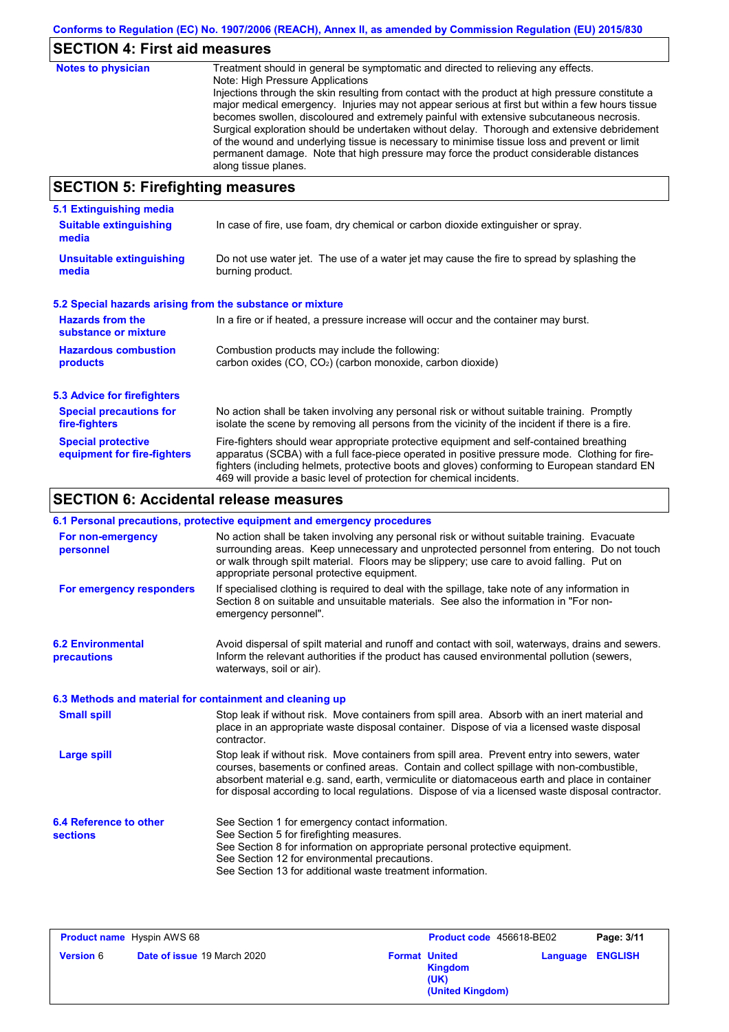## SECTION 4: First aid measures

**Notes to physician**

Treatment should in general be symptomatic and directed to relieving any effects.
Note: High Pressure Applications
Injections through the skin resulting from contact with the product at high pressure constitute a major medical emergency. Injuries may not appear serious at first but within a few hours tissue becomes swollen, discoloured and extremely painful with extensive subcutaneous necrosis. Surgical exploration should be undertaken without delay. Thorough and extensive debridement of the wound and underlying tissue is necessary to minimise tissue loss and prevent or limit permanent damage. Note that high pressure may force the product considerable distances along tissue planes.

## SECTION 5: Firefighting measures

### 5.1 Extinguishing media

**Suitable extinguishing media**

In case of fire, use foam, dry chemical or carbon dioxide extinguisher or spray.

**Unsuitable extinguishing media**

Do not use water jet. The use of a water jet may cause the fire to spread by splashing the burning product.

### 5.2 Special hazards arising from the substance or mixture

**Hazards from the substance or mixture**

In a fire or if heated, a pressure increase will occur and the container may burst.

**Hazardous combustion products**

Combustion products may include the following:
carbon oxides (CO, $CO_2$) (carbon monoxide, carbon dioxide)

### 5.3 Advice for firefighters

**Special precautions for fire-fighters**

No action shall be taken involving any personal risk or without suitable training. Promptly isolate the scene by removing all persons from the vicinity of the incident if there is a fire.

**Special protective equipment for fire-fighters**

Fire-fighters should wear appropriate protective equipment and self-contained breathing apparatus (SCBA) with a full face-piece operated in positive pressure mode. Clothing for fire-fighters (including helmets, protective boots and gloves) conforming to European standard EN 469 will provide a basic level of protection for chemical incidents.

## SECTION 6: Accidental release measures

### 6.1 Personal precautions, protective equipment and emergency procedures

**For non-emergency personnel**

No action shall be taken involving any personal risk or without suitable training. Evacuate surrounding areas. Keep unnecessary and unprotected personnel from entering. Do not touch or walk through spilt material. Floors may be slippery; use care to avoid falling. Put on appropriate personal protective equipment.

**For emergency responders**

If specialised clothing is required to deal with the spillage, take note of any information in Section 8 on suitable and unsuitable materials. See also the information in "For non-emergency personnel".

### 6.2 Environmental precautions

Avoid dispersal of spilt material and runoff and contact with soil, waterways, drains and sewers. Inform the relevant authorities if the product has caused environmental pollution (sewers, waterways, soil or air).

### 6.3 Methods and material for containment and cleaning up

**Small spill**

Stop leak if without risk. Move containers from spill area. Absorb with an inert material and place in an appropriate waste disposal container. Dispose of via a licensed waste disposal contractor.

**Large spill**

Stop leak if without risk. Move containers from spill area. Prevent entry into sewers, water courses, basements or confined areas. Contain and collect spillage with non-combustible, absorbent material e.g. sand, earth, vermiculite or diatomaceous earth and place in container for disposal according to local regulations. Dispose of via a licensed waste disposal contractor.

### 6.4 Reference to other sections

See Section 1 for emergency contact information.
See Section 5 for firefighting measures.
See Section 8 for information on appropriate personal protective equipment.
See Section 12 for environmental precautions.
See Section 13 for additional waste treatment information.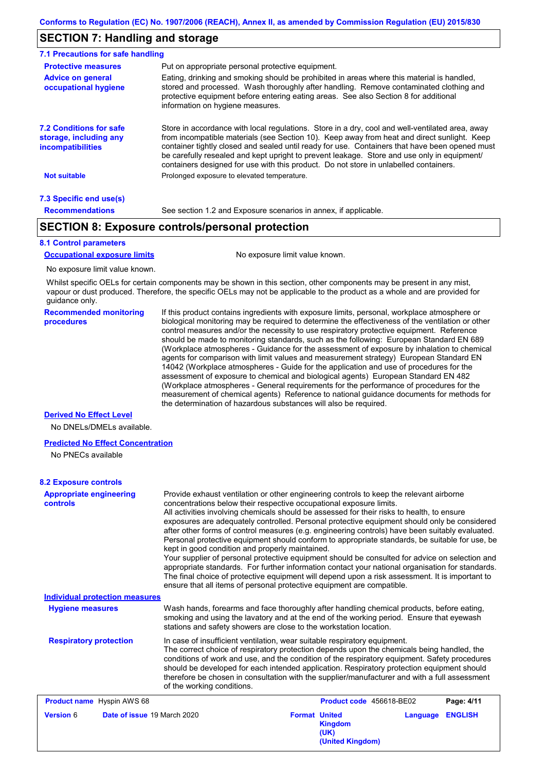## SECTION 7: Handling and storage

### 7.1 Precautions for safe handling

**Protective measures**

Put on appropriate personal protective equipment.

**Advice on general occupational hygiene**

Eating, drinking and smoking should be prohibited in areas where this material is handled, stored and processed. Wash thoroughly after handling. Remove contaminated clothing and protective equipment before entering eating areas. See also Section 8 for additional information on hygiene measures.

### 7.2 Conditions for safe storage, including any incompatibilities

Store in accordance with local regulations. Store in a dry, cool and well-ventilated area, away from incompatible materials (see Section 10). Keep away from heat and direct sunlight. Keep container tightly closed and sealed until ready for use. Containers that have been opened must be carefully resealed and kept upright to prevent leakage. Store and use only in equipment/ containers designed for use with this product. Do not store in unlabelled containers.

**Not suitable**

Prolonged exposure to elevated temperature.

### 7.3 Specific end use(s)

**Recommendations**

See section 1.2 and Exposure scenarios in annex, if applicable.

## SECTION 8: Exposure controls/personal protection

### 8.1 Control parameters

**Occupational exposure limits**

No exposure limit value known.

No exposure limit value known.

Whilst specific OELs for certain components may be shown in this section, other components may be present in any mist, vapour or dust produced. Therefore, the specific OELs may not be applicable to the product as a whole and are provided for guidance only.

**Recommended monitoring procedures**

If this product contains ingredients with exposure limits, personal, workplace atmosphere or biological monitoring may be required to determine the effectiveness of the ventilation or other control measures and/or the necessity to use respiratory protective equipment. Reference should be made to monitoring standards, such as the following: European Standard EN 689 (Workplace atmospheres - Guidance for the assessment of exposure by inhalation to chemical agents for comparison with limit values and measurement strategy) European Standard EN 14042 (Workplace atmospheres - Guide for the application and use of procedures for the assessment of exposure to chemical and biological agents) European Standard EN 482 (Workplace atmospheres - General requirements for the performance of procedures for the measurement of chemical agents) Reference to national guidance documents for methods for the determination of hazardous substances will also be required.

**Derived No Effect Level**

No DNELs/DMELs available.

**Predicted No Effect Concentration**

No PNECs available

### 8.2 Exposure controls

**Appropriate engineering controls**

Provide exhaust ventilation or other engineering controls to keep the relevant airborne concentrations below their respective occupational exposure limits.
All activities involving chemicals should be assessed for their risks to health, to ensure exposures are adequately controlled. Personal protective equipment should only be considered after other forms of control measures (e.g. engineering controls) have been suitably evaluated. Personal protective equipment should conform to appropriate standards, be suitable for use, be kept in good condition and properly maintained.
Your supplier of personal protective equipment should be consulted for advice on selection and appropriate standards. For further information contact your national organisation for standards. The final choice of protective equipment will depend upon a risk assessment. It is important to ensure that all items of personal protective equipment are compatible.

**Individual protection measures**

**Hygiene measures**

Wash hands, forearms and face thoroughly after handling chemical products, before eating, smoking and using the lavatory and at the end of the working period. Ensure that eyewash stations and safety showers are close to the workstation location.

**Respiratory protection**

In case of insufficient ventilation, wear suitable respiratory equipment.
The correct choice of respiratory protection depends upon the chemicals being handled, the conditions of work and use, and the condition of the respiratory equipment. Safety procedures should be developed for each intended application. Respiratory protection equipment should therefore be chosen in consultation with the supplier/manufacturer and with a full assessment of the working conditions.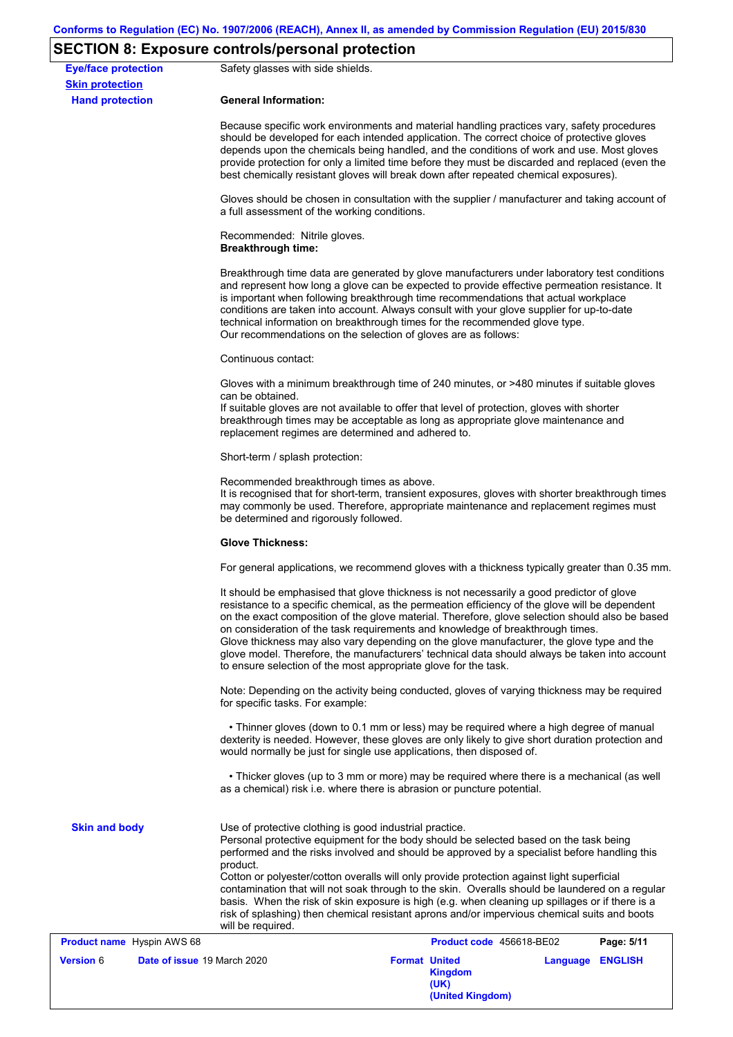## SECTION 8: Exposure controls/personal protection

**Eye/face protection**: Safety glasses with side shields.

**Skin protection**

**Hand protection**

**General Information:**

Because specific work environments and material handling practices vary, safety procedures should be developed for each intended application. The correct choice of protective gloves depends upon the chemicals being handled, and the conditions of work and use. Most gloves provide protection for only a limited time before they must be discarded and replaced (even the best chemically resistant gloves will break down after repeated chemical exposures).

Gloves should be chosen in consultation with the supplier / manufacturer and taking account of a full assessment of the working conditions.

Recommended: Nitrile gloves.

**Breakthrough time:**

Breakthrough time data are generated by glove manufacturers under laboratory test conditions and represent how long a glove can be expected to provide effective permeation resistance. It is important when following breakthrough time recommendations that actual workplace conditions are taken into account. Always consult with your glove supplier for up-to-date technical information on breakthrough times for the recommended glove type.
Our recommendations on the selection of gloves are as follows:

Continuous contact:

Gloves with a minimum breakthrough time of 240 minutes, or >480 minutes if suitable gloves can be obtained.
If suitable gloves are not available to offer that level of protection, gloves with shorter breakthrough times may be acceptable as long as appropriate glove maintenance and replacement regimes are determined and adhered to.

Short-term / splash protection:

Recommended breakthrough times as above.
It is recognised that for short-term, transient exposures, gloves with shorter breakthrough times may commonly be used. Therefore, appropriate maintenance and replacement regimes must be determined and rigorously followed.

**Glove Thickness:**

For general applications, we recommend gloves with a thickness typically greater than 0.35 mm.

It should be emphasised that glove thickness is not necessarily a good predictor of glove resistance to a specific chemical, as the permeation efficiency of the glove will be dependent on the exact composition of the glove material. Therefore, glove selection should also be based on consideration of the task requirements and knowledge of breakthrough times.
Glove thickness may also vary depending on the glove manufacturer, the glove type and the glove model. Therefore, the manufacturers' technical data should always be taken into account to ensure selection of the most appropriate glove for the task.

Note: Depending on the activity being conducted, gloves of varying thickness may be required for specific tasks. For example:

- Thinner gloves (down to 0.1 mm or less) may be required where a high degree of manual dexterity is needed. However, these gloves are only likely to give short duration protection and would normally be just for single use applications, then disposed of.

- Thicker gloves (up to 3 mm or more) may be required where there is a mechanical (as well as a chemical) risk i.e. where there is abrasion or puncture potential.

**Skin and body**

Use of protective clothing is good industrial practice.
Personal protective equipment for the body should be selected based on the task being performed and the risks involved and should be approved by a specialist before handling this product.
Cotton or polyester/cotton overalls will only provide protection against light superficial contamination that will not soak through to the skin. Overalls should be laundered on a regular basis. When the risk of skin exposure is high (e.g. when cleaning up spillages or if there is a risk of splashing) then chemical resistant aprons and/or impervious chemical suits and boots will be required.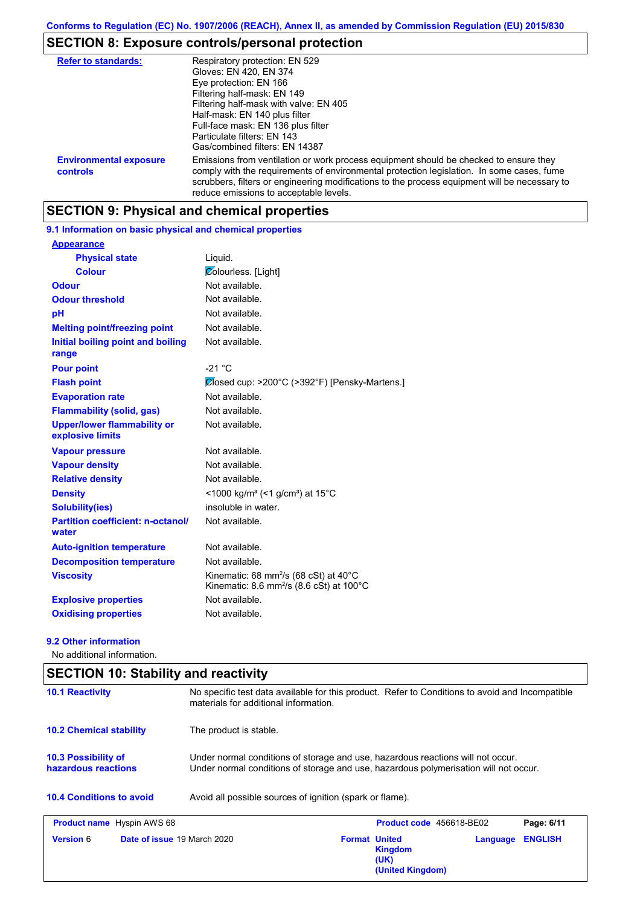Conforms to Regulation (EC) No. 1907/2006 (REACH), Annex II, as amended by Commission Regulation (EU) 2015/830

## SECTION 8: Exposure controls/personal protection

| | |
|---|---|
| **Refer to standards:** | Respiratory protection: EN 529<br>Gloves: EN 420, EN 374<br>Eye protection: EN 166<br>Filtering half-mask: EN 149<br>Filtering half-mask with valve: EN 405<br>Half-mask: EN 140 plus filter<br>Full-face mask: EN 136 plus filter<br>Particulate filters: EN 143<br>Gas/combined filters: EN 14387 |
| **Environmental exposure controls** | Emissions from ventilation or work process equipment should be checked to ensure they comply with the requirements of environmental protection legislation. In some cases, fume scrubbers, filters or engineering modifications to the process equipment will be necessary to reduce emissions to acceptable levels. |

## SECTION 9: Physical and chemical properties

### 9.1 Information on basic physical and chemical properties

| | |
|---|---|
| **Appearance** | |
| **Physical state** | Liquid. |
| **Colour** | Colourless. [Light] |
| **Odour** | Not available. |
| **Odour threshold** | Not available. |
| **pH** | Not available. |
| **Melting point/freezing point** | Not available. |
| **Initial boiling point and boiling range** | Not available. |
| **Pour point** | -21 °C |
| **Flash point** | Closed cup: >200°C (>392°F) [Pensky-Martens.] |
| **Evaporation rate** | Not available. |
| **Flammability (solid, gas)** | Not available. |
| **Upper/lower flammability or explosive limits** | Not available. |
| **Vapour pressure** | Not available. |
| **Vapour density** | Not available. |
| **Relative density** | Not available. |
| **Density** | <1000 kg/m³ (<1 g/cm³) at 15°C |
| **Solubility(ies)** | insoluble in water. |
| **Partition coefficient: n-octanol/ water** | Not available. |
| **Auto-ignition temperature** | Not available. |
| **Decomposition temperature** | Not available. |
| **Viscosity** | Kinematic: 68 mm²/s (68 cSt) at 40°C<br>Kinematic: 8.6 mm²/s (8.6 cSt) at 100°C |
| **Explosive properties** | Not available. |
| **Oxidising properties** | Not available. |

### 9.2 Other information

No additional information.

## SECTION 10: Stability and reactivity

| | |
|---|---|
| **10.1 Reactivity** | No specific test data available for this product. Refer to Conditions to avoid and Incompatible materials for additional information. |
| **10.2 Chemical stability** | The product is stable. |
| **10.3 Possibility of hazardous reactions** | Under normal conditions of storage and use, hazardous reactions will not occur.<br>Under normal conditions of storage and use, hazardous polymerisation will not occur. |
| **10.4 Conditions to avoid** | Avoid all possible sources of ignition (spark or flame). |

| | | | |
|---|---|---|---|
| **Product name** Hyspin AWS 68 | | **Product code** 456618-BE02 | **Page: 6/11** |
| **Version** 6 | **Date of issue** 19 March 2020 | **Format United Kingdom (UK) (United Kingdom)** | **Language ENGLISH** |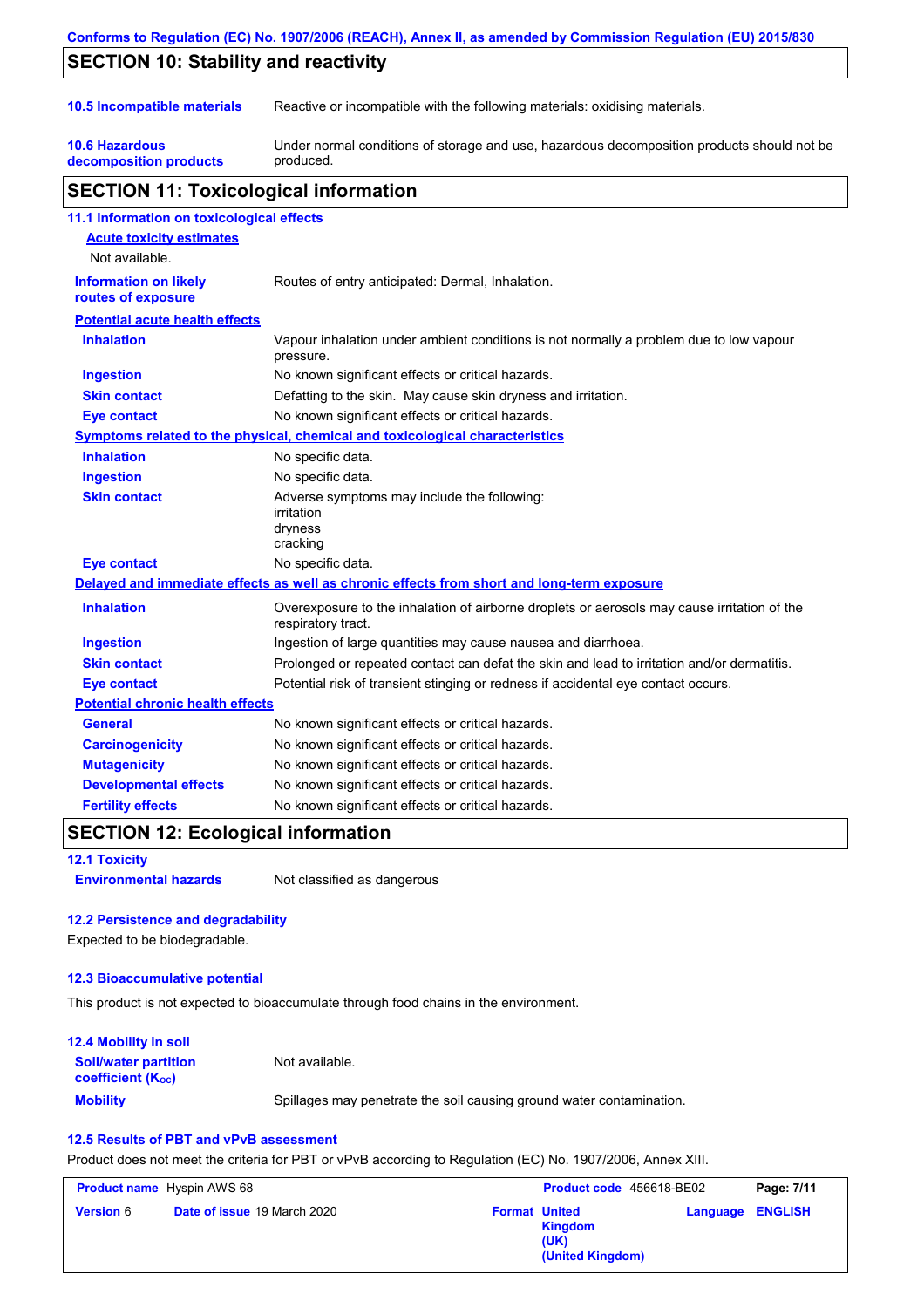## SECTION 10: Stability and reactivity

| | |
|---|---|
| **10.5 Incompatible materials** | Reactive or incompatible with the following materials: oxidising materials. |
| **10.6 Hazardous decomposition products** | Under normal conditions of storage and use, hazardous decomposition products should not be produced. |

## SECTION 11: Toxicological information

### 11.1 Information on toxicological effects

**Acute toxicity estimates**

Not available.

| | |
|---|---|
| **Information on likely routes of exposure** | Routes of entry anticipated: Dermal, Inhalation. |

**Potential acute health effects**

| | |
|---|---|
| **Inhalation** | Vapour inhalation under ambient conditions is not normally a problem due to low vapour pressure. |
| **Ingestion** | No known significant effects or critical hazards. |
| **Skin contact** | Defatting to the skin. May cause skin dryness and irritation. |
| **Eye contact** | No known significant effects or critical hazards. |

**Symptoms related to the physical, chemical and toxicological characteristics**

| | |
|---|---|
| **Inhalation** | No specific data. |
| **Ingestion** | No specific data. |
| **Skin contact** | Adverse symptoms may include the following: irritation dryness cracking |
| **Eye contact** | No specific data. |

**Delayed and immediate effects as well as chronic effects from short and long-term exposure**

| | |
|---|---|
| **Inhalation** | Overexposure to the inhalation of airborne droplets or aerosols may cause irritation of the respiratory tract. |
| **Ingestion** | Ingestion of large quantities may cause nausea and diarrhoea. |
| **Skin contact** | Prolonged or repeated contact can defat the skin and lead to irritation and/or dermatitis. |
| **Eye contact** | Potential risk of transient stinging or redness if accidental eye contact occurs. |

**Potential chronic health effects**

| | |
|---|---|
| **General** | No known significant effects or critical hazards. |
| **Carcinogenicity** | No known significant effects or critical hazards. |
| **Mutagenicity** | No known significant effects or critical hazards. |
| **Developmental effects** | No known significant effects or critical hazards. |
| **Fertility effects** | No known significant effects or critical hazards. |

## SECTION 12: Ecological information

### 12.1 Toxicity

| | |
|---|---|
| **Environmental hazards** | Not classified as dangerous |

### 12.2 Persistence and degradability

Expected to be biodegradable.

### 12.3 Bioaccumulative potential

This product is not expected to bioaccumulate through food chains in the environment.

### 12.4 Mobility in soil

| | |
|---|---|
| **Soil/water partition coefficient ($K_{OC}$)** | Not available. |
| **Mobility** | Spillages may penetrate the soil causing ground water contamination. |

### 12.5 Results of PBT and vPvB assessment

Product does not meet the criteria for PBT or vPvB according to Regulation (EC) No. 1907/2006, Annex XIII.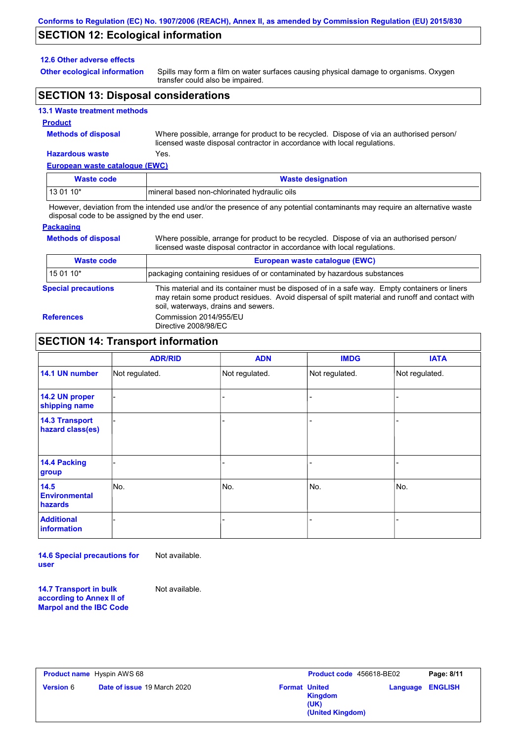## SECTION 12: Ecological information

### 12.6 Other adverse effects

**Other ecological information** Spills may form a film on water surfaces causing physical damage to organisms. Oxygen transfer could also be impaired.

## SECTION 13: Disposal considerations

### 13.1 Waste treatment methods

**Product**

**Methods of disposal** Where possible, arrange for product to be recycled. Dispose of via an authorised person/ licensed waste disposal contractor in accordance with local regulations.

**Hazardous waste** Yes.

**European waste catalogue (EWC)**

| Waste code | Waste designation |
|---|---|
| 13 01 10* | mineral based non-chlorinated hydraulic oils |

However, deviation from the intended use and/or the presence of any potential contaminants may require an alternative waste disposal code to be assigned by the end user.

**Packaging**

**Methods of disposal** Where possible, arrange for product to be recycled. Dispose of via an authorised person/ licensed waste disposal contractor in accordance with local regulations.

| Waste code | European waste catalogue (EWC) |
|---|---|
| 15 01 10* | packaging containing residues of or contaminated by hazardous substances |

**Special precautions** This material and its container must be disposed of in a safe way. Empty containers or liners may retain some product residues. Avoid dispersal of spilt material and runoff and contact with soil, waterways, drains and sewers.

**References** Commission 2014/955/EU
Directive 2008/98/EC

## SECTION 14: Transport information

| | ADR/RID | ADN | IMDG | IATA |
|---|---|---|---|---|
| **14.1 UN number** | Not regulated. | Not regulated. | Not regulated. | Not regulated. |
| **14.2 UN proper shipping name** | - | - | - | - |
| **14.3 Transport hazard class(es)** | - | - | - | - |
| **14.4 Packing group** | - | - | - | - |
| **14.5 Environmental hazards** | No. | No. | No. | No. |
| **Additional information** | - | - | - | - |

**14.6 Special precautions for user** Not available.

**14.7 Transport in bulk according to Annex II of Marpol and the IBC Code** Not available.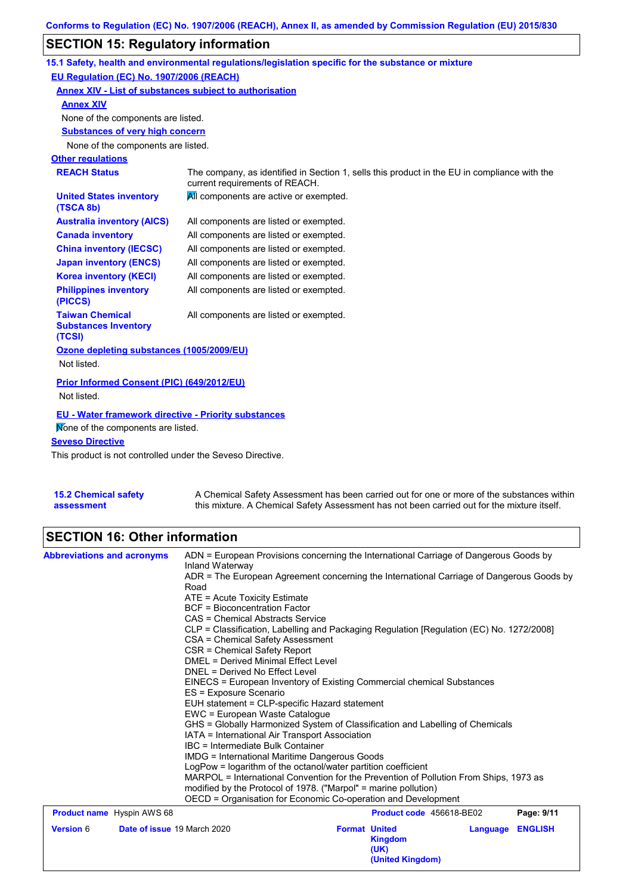Conforms to Regulation (EC) No. 1907/2006 (REACH), Annex II, as amended by Commission Regulation (EU) 2015/830

## SECTION 15: Regulatory information

### 15.1 Safety, health and environmental regulations/legislation specific for the substance or mixture

**EU Regulation (EC) No. 1907/2006 (REACH)**

**Annex XIV - List of substances subject to authorisation**

**Annex XIV**

None of the components are listed.

**Substances of very high concern**

None of the components are listed.

**Other regulations**

| | |
|---|---|
| **REACH Status** | The company, as identified in Section 1, sells this product in the EU in compliance with the current requirements of REACH. |
| **United States inventory (TSCA 8b)** | All components are active or exempted. |
| **Australia inventory (AICS)** | All components are listed or exempted. |
| **Canada inventory** | All components are listed or exempted. |
| **China inventory (IECSC)** | All components are listed or exempted. |
| **Japan inventory (ENCS)** | All components are listed or exempted. |
| **Korea inventory (KECI)** | All components are listed or exempted. |
| **Philippines inventory (PICCS)** | All components are listed or exempted. |
| **Taiwan Chemical Substances Inventory (TCSI)** | All components are listed or exempted. |

**Ozone depleting substances (1005/2009/EU)**

Not listed.

**Prior Informed Consent (PIC) (649/2012/EU)**

Not listed.

**EU - Water framework directive - Priority substances**

None of the components are listed.

**Seveso Directive**

This product is not controlled under the Seveso Directive.

**15.2 Chemical safety assessment**: A Chemical Safety Assessment has been carried out for one or more of the substances within this mixture. A Chemical Safety Assessment has not been carried out for the mixture itself.

## SECTION 16: Other information

**Abbreviations and acronyms**

ADN = European Provisions concerning the International Carriage of Dangerous Goods by Inland Waterway
ADR = The European Agreement concerning the International Carriage of Dangerous Goods by Road
ATE = Acute Toxicity Estimate
BCF = Bioconcentration Factor
CAS = Chemical Abstracts Service
CLP = Classification, Labelling and Packaging Regulation [Regulation (EC) No. 1272/2008]
CSA = Chemical Safety Assessment
CSR = Chemical Safety Report
DMEL = Derived Minimal Effect Level
DNEL = Derived No Effect Level
EINECS = European Inventory of Existing Commercial chemical Substances
ES = Exposure Scenario
EUH statement = CLP-specific Hazard statement
EWC = European Waste Catalogue
GHS = Globally Harmonized System of Classification and Labelling of Chemicals
IATA = International Air Transport Association
IBC = Intermediate Bulk Container
IMDG = International Maritime Dangerous Goods
LogPow = logarithm of the octanol/water partition coefficient
MARPOL = International Convention for the Prevention of Pollution From Ships, 1973 as modified by the Protocol of 1978. ("Marpol" = marine pollution)
OECD = Organisation for Economic Co-operation and Development

| | | | |
|---|---|---|---|
| **Product name** Hyspin AWS 68 | | **Product code** 456618-BE02 | |
| **Version** 6 | **Date of issue** 19 March 2020 | **Format** United Kingdom (UK) (United Kingdom) | **Language** ENGLISH |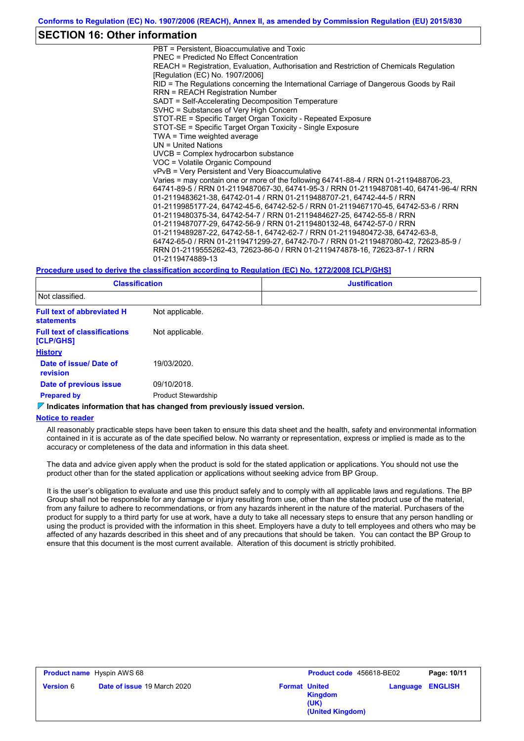## SECTION 16: Other information

PBT = Persistent, Bioaccumulative and Toxic
PNEC = Predicted No Effect Concentration
REACH = Registration, Evaluation, Authorisation and Restriction of Chemicals Regulation [Regulation (EC) No. 1907/2006]
RID = The Regulations concerning the International Carriage of Dangerous Goods by Rail
RRN = REACH Registration Number
SADT = Self-Accelerating Decomposition Temperature
SVHC = Substances of Very High Concern
STOT-RE = Specific Target Organ Toxicity - Repeated Exposure
STOT-SE = Specific Target Organ Toxicity - Single Exposure
TWA = Time weighted average
UN = United Nations
UVCB = Complex hydrocarbon substance
VOC = Volatile Organic Compound
vPvB = Very Persistent and Very Bioaccumulative
Varies = may contain one or more of the following 64741-88-4 / RRN 01-2119488706-23, 64741-89-5 / RRN 01-2119487067-30, 64741-95-3 / RRN 01-2119487081-40, 64741-96-4/ RRN 01-2119483621-38, 64742-01-4 / RRN 01-2119488707-21, 64742-44-5 / RRN 01-2119985177-24, 64742-45-6, 64742-52-5 / RRN 01-2119467170-45, 64742-53-6 / RRN 01-2119480375-34, 64742-54-7 / RRN 01-2119484627-25, 64742-55-8 / RRN 01-2119487077-29, 64742-56-9 / RRN 01-2119480132-48, 64742-57-0 / RRN 01-2119489287-22, 64742-58-1, 64742-62-7 / RRN 01-2119480472-38, 64742-63-8, 64742-65-0 / RRN 01-2119471299-27, 64742-70-7 / RRN 01-2119487080-42, 72623-85-9 / RRN 01-2119555262-43, 72623-86-0 / RRN 01-2119474878-16, 72623-87-1 / RRN 01-2119474889-13

**Procedure used to derive the classification according to Regulation (EC) No. 1272/2008 [CLP/GHS]**

| Classification | Justification |
|---|---|
| Not classified. | |

**Full text of abbreviated H statements**: Not applicable.

**Full text of classifications [CLP/GHS]**: Not applicable.

**History**

**Date of issue/ Date of revision**: 19/03/2020.

**Date of previous issue**: 09/10/2018.

**Prepared by**: Product Stewardship

▼ **Indicates information that has changed from previously issued version.**

**Notice to reader**

All reasonably practicable steps have been taken to ensure this data sheet and the health, safety and environmental information contained in it is accurate as of the date specified below. No warranty or representation, express or implied is made as to the accuracy or completeness of the data and information in this data sheet.

The data and advice given apply when the product is sold for the stated application or applications. You should not use the product other than for the stated application or applications without seeking advice from BP Group.

It is the user's obligation to evaluate and use this product safely and to comply with all applicable laws and regulations. The BP Group shall not be responsible for any damage or injury resulting from use, other than the stated product use of the material, from any failure to adhere to recommendations, or from any hazards inherent in the nature of the material. Purchasers of the product for supply to a third party for use at work, have a duty to take all necessary steps to ensure that any person handling or using the product is provided with the information in this sheet. Employers have a duty to tell employees and others who may be affected of any hazards described in this sheet and of any precautions that should be taken. You can contact the BP Group to ensure that this document is the most current available. Alteration of this document is strictly prohibited.